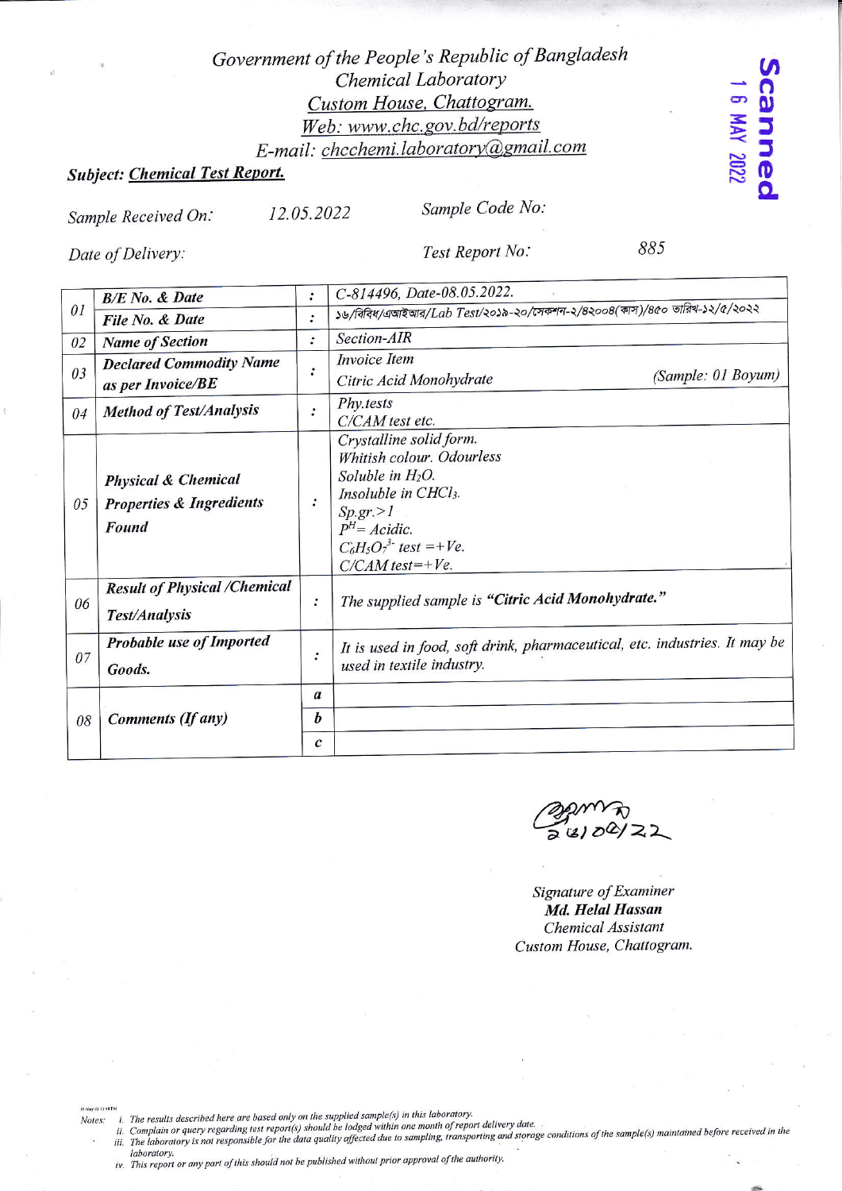*Government of the People's Republic of Bangladesh*
*Chemical Laboratory*
*Custom House, Chattogram.*
*Web: www.chc.gov.bd/reports*
*E-mail: chcchemi.laboratory@gmail.com*

Scanned
16 MAY 2022

**Subject: Chemical Test Report.**

*Sample Received On:* 12.05.2022 *Sample Code No:*

*Date of Delivery:* *Test Report No:* 885

| | | | |
|---|---|---|---|
| 01 | **B/E No. & Date** | : | C-814496, Date-08.05.2022. |
| | **File No. & Date** | : | ১৬/বিবিধ/এআইআর/Lab Test/২০১৯-২০/সেকশন-২/৪২০০৪(কাস)/৪৫০ তারিখ-১২/৫/২০২২ |
| 02 | **Name of Section** | : | Section-AIR |
| 03 | **Declared Commodity Name as per Invoice/BE** | : | Invoice Item<br>Citric Acid Monohydrate (Sample: 01 Boyum) |
| 04 | **Method of Test/Analysis** | : | Phy.tests<br>C/CAM test etc. |
| 05 | **Physical & Chemical Properties & Ingredients Found** | : | Crystalline solid form.<br>Whitish colour. Odourless<br>Soluble in $H_2O$.<br>Insoluble in $CHCl_3$.<br>Sp.gr.>1<br>$P^H$= Acidic.<br>$C_6H_5O_7^{3-}$ test =+Ve.<br>C/CAM test=+Ve. |
| 06 | **Result of Physical /Chemical Test/Analysis** | : | The supplied sample is **"Citric Acid Monohydrate."** |
| 07 | **Probable use of Imported Goods.** | : | It is used in food, soft drink, pharmaceutical, etc. industries. It may be used in textile industry. |
| 08 | **Comments (If any)** | a | |
| | | b | |
| | | c | |

2(6)05/22

*Signature of Examiner*
***Md. Helal Hassan***
*Chemical Assistant*
*Custom House, Chattogram.*

*Notes:*
*i. The results described here are based only on the supplied sample(s) in this laboratory.*
*ii. Complain or query regarding test report(s) should be lodged within one month of report delivery date.*
*iii. The laboratory is not responsible for the data quality affected due to sampling, transporting and storage conditions of the sample(s) maintained before received in the laboratory.*
*iv. This report or any part of this should not be published without prior approval of the authority.*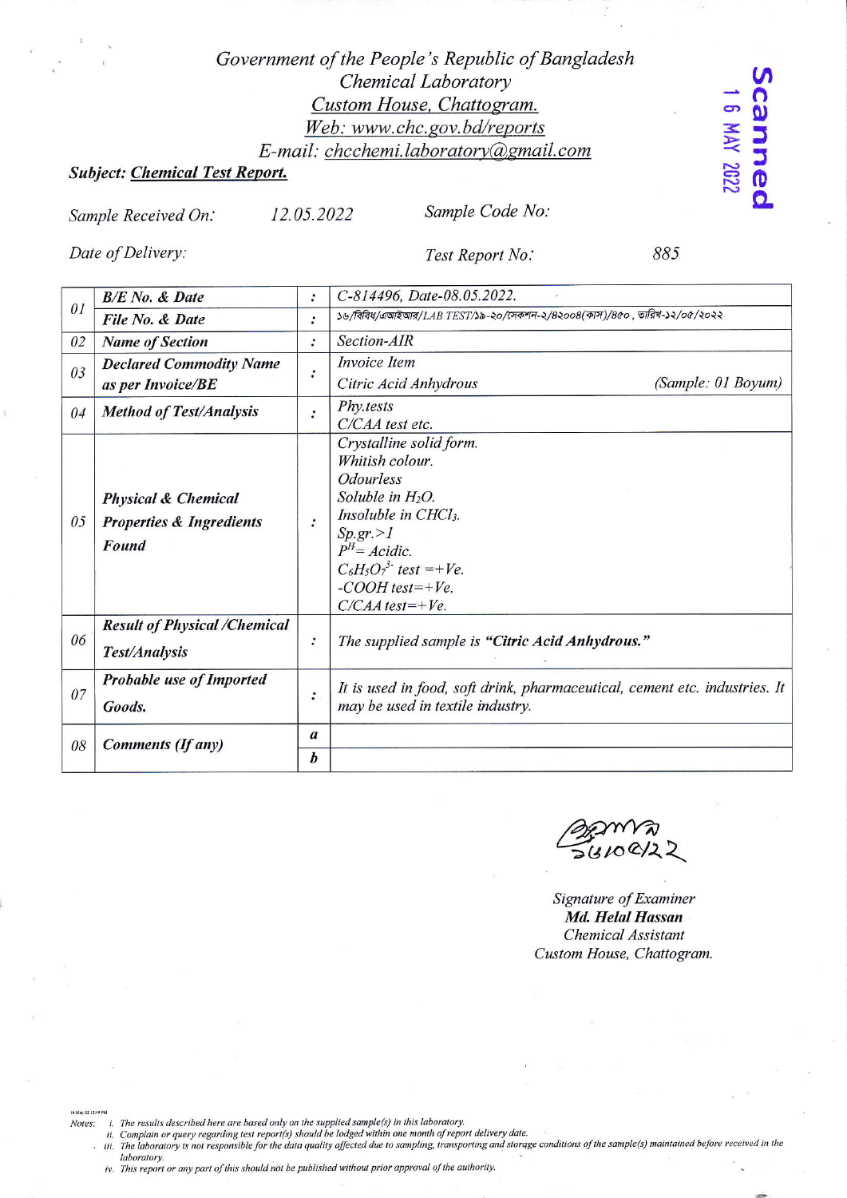Government of the People's Republic of Bangladesh
Chemical Laboratory
Custom House, Chattogram.
Web: www.chc.gov.bd/reports
E-mail: chcchemi.laboratory@gmail.com

Scanned
16 MAY 2022

**Subject: Chemical Test Report.**

*Sample Received On:* 12.05.2022 *Sample Code No:*

*Date of Delivery:* *Test Report No:* 885

| | | | |
|---|---|---|---|
| 01 | **B/E No. & Date** | : | C-814496, Date-08.05.2022. |
| | **File No. & Date** | : | ১৬/বিবিধ/এআইআর/LAB TEST/১৯-২০/সেকশন-২/৪২০০৪(কাস)/৪৫০, তারিখ-১২/০৫/২০২২ |
| 02 | **Name of Section** | : | Section-AIR |
| 03 | **Declared Commodity Name as per Invoice/BE** | : | Invoice Item<br>Citric Acid Anhydrous (Sample: 01 Boyum) |
| 04 | **Method of Test/Analysis** | : | Phy.tests<br>C/CAA test etc. |
| 05 | **Physical & Chemical Properties & Ingredients Found** | : | Crystalline solid form.<br>Whitish colour.<br>Odourless<br>Soluble in $H_2O$.<br>Insoluble in $CHCl_3$.<br>Sp.gr.>1<br>$P^H$= Acidic.<br>$C_6H_5O_7^{3-}$ test =+Ve.<br>-COOH test=+Ve.<br>C/CAA test=+Ve. |
| 06 | **Result of Physical /Chemical Test/Analysis** | : | The supplied sample is **"Citric Acid Anhydrous."** |
| 07 | **Probable use of Imported Goods.** | : | It is used in food, soft drink, pharmaceutical, cement etc. industries. It may be used in textile industry. |
| 08 | **Comments (If any)** | a | |
| | | b | |

১৬/০৫/২২

*Signature of Examiner*
**Md. Helal Hassan**
*Chemical Assistant*
*Custom House, Chattogram.*

*Notes:*
i. The results described here are based only on the supplied sample(s) in this laboratory.
ii. Complain or query regarding test report(s) should be lodged within one month of report delivery date.
iii. The laboratory is not responsible for the data quality affected due to sampling, transporting and storage conditions of the sample(s) maintained before received in the laboratory.
iv. This report or any part of this should not be published without prior approval of the authority.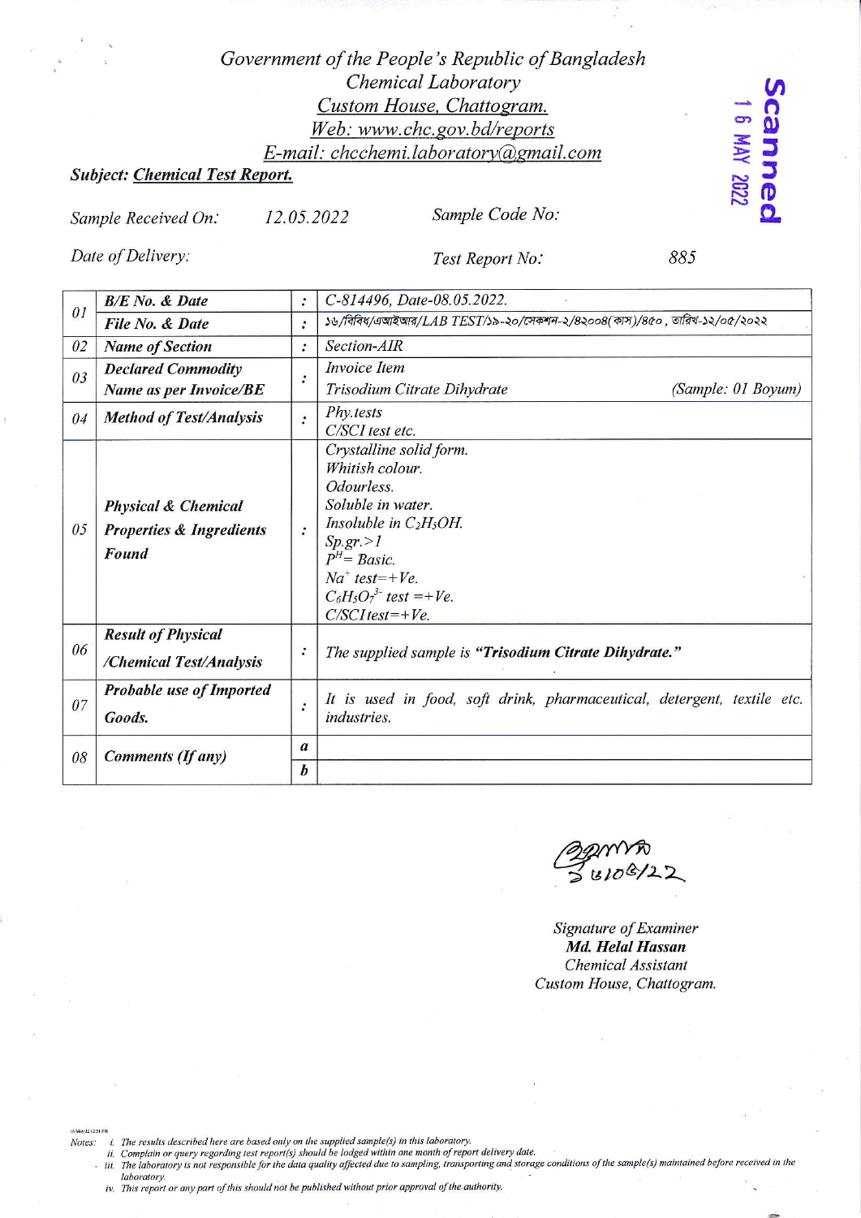*Government of the People's Republic of Bangladesh*
*Chemical Laboratory*
*Custom House, Chattogram.*
*Web: www.chc.gov.bd/reports*
*E-mail: chcchemi.laboratory@gmail.com*

Scanned 16 MAY 2022

***Subject: Chemical Test Report.***

*Sample Received On:* 12.05.2022 *Sample Code No:*

*Date of Delivery:* *Test Report No:* 885

| | | | |
|---|---|---|---|
| 01 | ***B/E No. & Date*** | : | C-814496, Date-08.05.2022. |
| | ***File No. & Date*** | : | ১৬/বিবিধ/এআইআর/LAB TEST/১৯-২০/সেকশন-২/৪২০০৪(কাস)/৪৫০, তারিখ-১২/০৫/২০২২ |
| 02 | ***Name of Section*** | : | Section-AIR |
| 03 | ***Declared Commodity Name as per Invoice/BE*** | : | Invoice Item<br>Trisodium Citrate Dihydrate (Sample: 01 Boyum) |
| 04 | ***Method of Test/Analysis*** | : | Phy.tests<br>C/SCI test etc. |
| 05 | ***Physical & Chemical Properties & Ingredients Found*** | : | Crystalline solid form.<br>Whitish colour.<br>Odourless.<br>Soluble in water.<br>Insoluble in $C_2H_5OH$.<br>Sp.gr.>1<br>$P^H$= Basic.<br>$Na^+$ test=+Ve.<br>$C_6H_5O_7^{3-}$ test =+Ve.<br>C/SCI test=+Ve. |
| 06 | ***Result of Physical /Chemical Test/Analysis*** | : | The supplied sample is **"Trisodium Citrate Dihydrate."** |
| 07 | ***Probable use of Imported Goods.*** | : | It is used in food, soft drink, pharmaceutical, detergent, textile etc. industries. |
| 08 | ***Comments (If any)*** | ***a*** | |
| | | ***b*** | |

16/05/22

*Signature of Examiner*
***Md. Helal Hassan***
*Chemical Assistant*
*Custom House, Chattogram.*

*Notes:*
*i. The results described here are based only on the supplied sample(s) in this laboratory.*
*ii. Complain or query regarding test report(s) should be lodged within one month of report delivery date.*
*iii. The laboratory is not responsible for the data quality affected due to sampling, transporting and storage conditions of the sample(s) maintained before received in the laboratory.*
*iv. This report or any part of this should not be published without prior approval of the authority.*